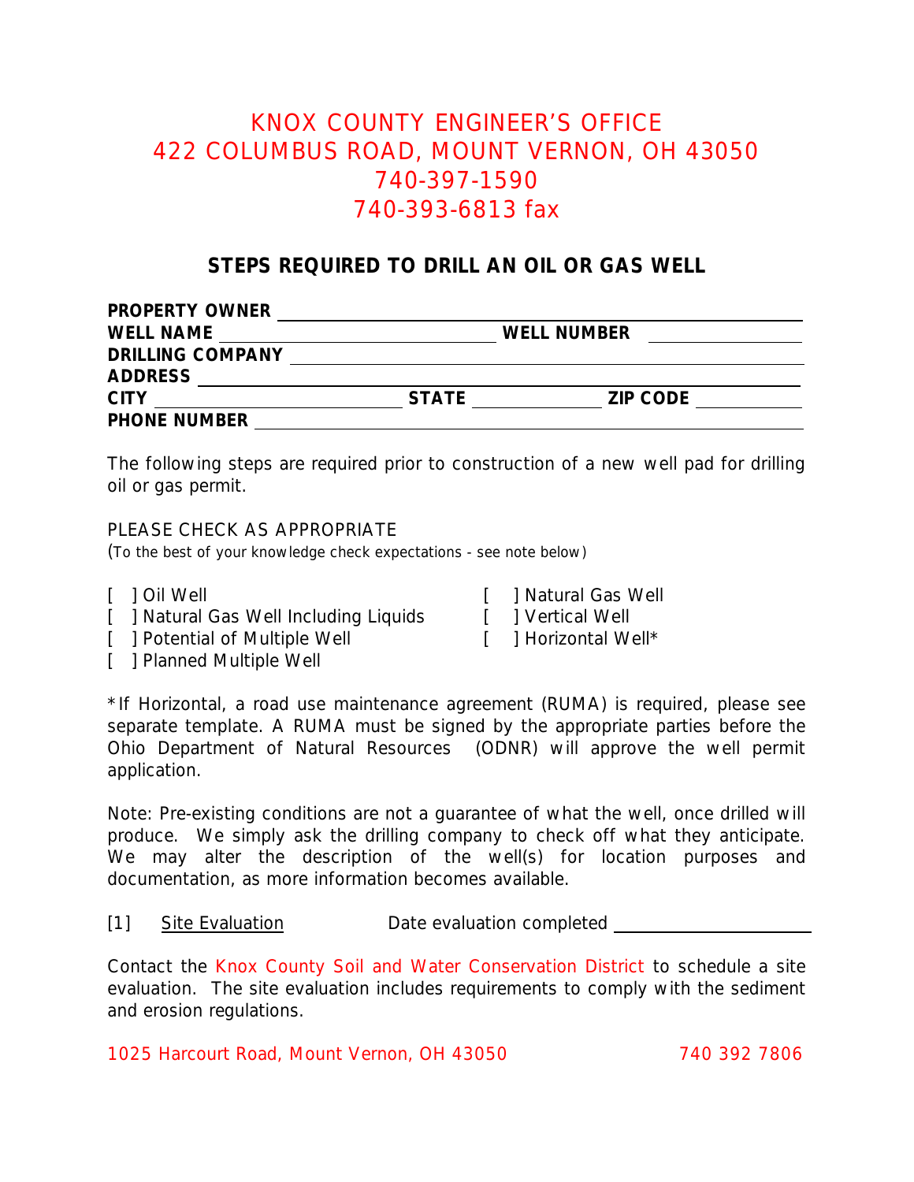# KNOX COUNTY ENGINEER'S OFFICE
# 422 COLUMBUS ROAD, MOUNT VERNON, OH 43050
# 740-397-1590
# 740-393-6813 fax

## STEPS REQUIRED TO DRILL AN OIL OR GAS WELL

**PROPERTY OWNER** ______________________________

**WELL NAME** ______________________ **WELL NUMBER** ______________

**DRILLING COMPANY** ______________________________

**ADDRESS** ______________________________

**CITY** ______________ **STATE** __________ **ZIP CODE** __________

**PHONE NUMBER** ______________________________

The following steps are required prior to construction of a new well pad for drilling oil or gas permit.

PLEASE CHECK AS APPROPRIATE
(To the best of your knowledge check expectations - see note below)

[ ] Oil Well
[ ] Natural Gas Well Including Liquids
[ ] Potential of Multiple Well
[ ] Planned Multiple Well
[ ] Natural Gas Well
[ ] Vertical Well
[ ] Horizontal Well*

*If Horizontal, a road use maintenance agreement (RUMA) is required, please see separate template. A RUMA must be signed by the appropriate parties before the Ohio Department of Natural Resources (ODNR) will approve the well permit application.

Note: Pre-existing conditions are not a guarantee of what the well, once drilled will produce. We simply ask the drilling company to check off what they anticipate. We may alter the description of the well(s) for location purposes and documentation, as more information becomes available.

[1] Site Evaluation Date evaluation completed ______________

Contact the Knox County Soil and Water Conservation District to schedule a site evaluation. The site evaluation includes requirements to comply with the sediment and erosion regulations.

1025 Harcourt Road, Mount Vernon, OH 43050 740 392 7806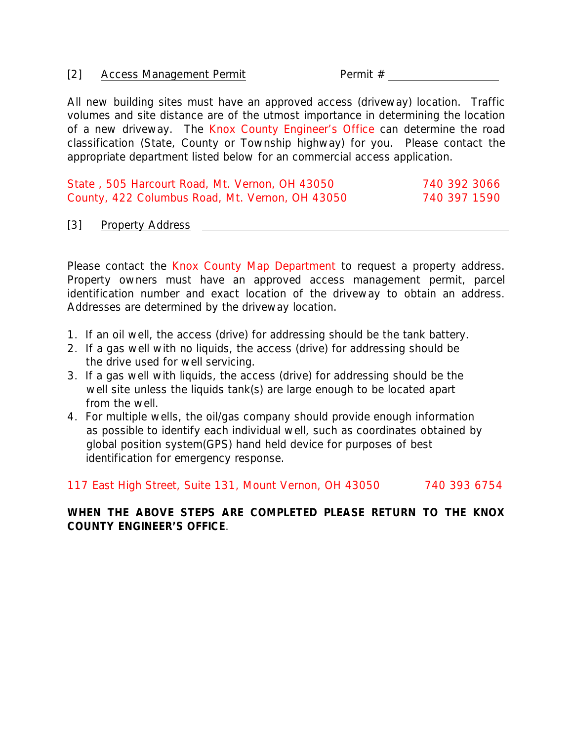[2] Access Management Permit Permit # ____________________

All new building sites must have an approved access (driveway) location. Traffic volumes and site distance are of the utmost importance in determining the location of a new driveway. The Knox County Engineer's Office can determine the road classification (State, County or Township highway) for you. Please contact the appropriate department listed below for an commercial access application.

| | |
|---|---|
| State , 505 Harcourt Road, Mt. Vernon, OH 43050 | 740 392 3066 |
| County, 422 Columbus Road, Mt. Vernon, OH 43050 | 740 397 1590 |

[3] Property Address ________________________________________

Please contact the Knox County Map Department to request a property address. Property owners must have an approved access management permit, parcel identification number and exact location of the driveway to obtain an address. Addresses are determined by the driveway location.

1. If an oil well, the access (drive) for addressing should be the tank battery.
2. If a gas well with no liquids, the access (drive) for addressing should be the drive used for well servicing.
3. If a gas well with liquids, the access (drive) for addressing should be the well site unless the liquids tank(s) are large enough to be located apart from the well.
4. For multiple wells, the oil/gas company should provide enough information as possible to identify each individual well, such as coordinates obtained by global position system(GPS) hand held device for purposes of best identification for emergency response.

117 East High Street, Suite 131, Mount Vernon, OH 43050 740 393 6754

**WHEN THE ABOVE STEPS ARE COMPLETED PLEASE RETURN TO THE KNOX COUNTY ENGINEER'S OFFICE**.